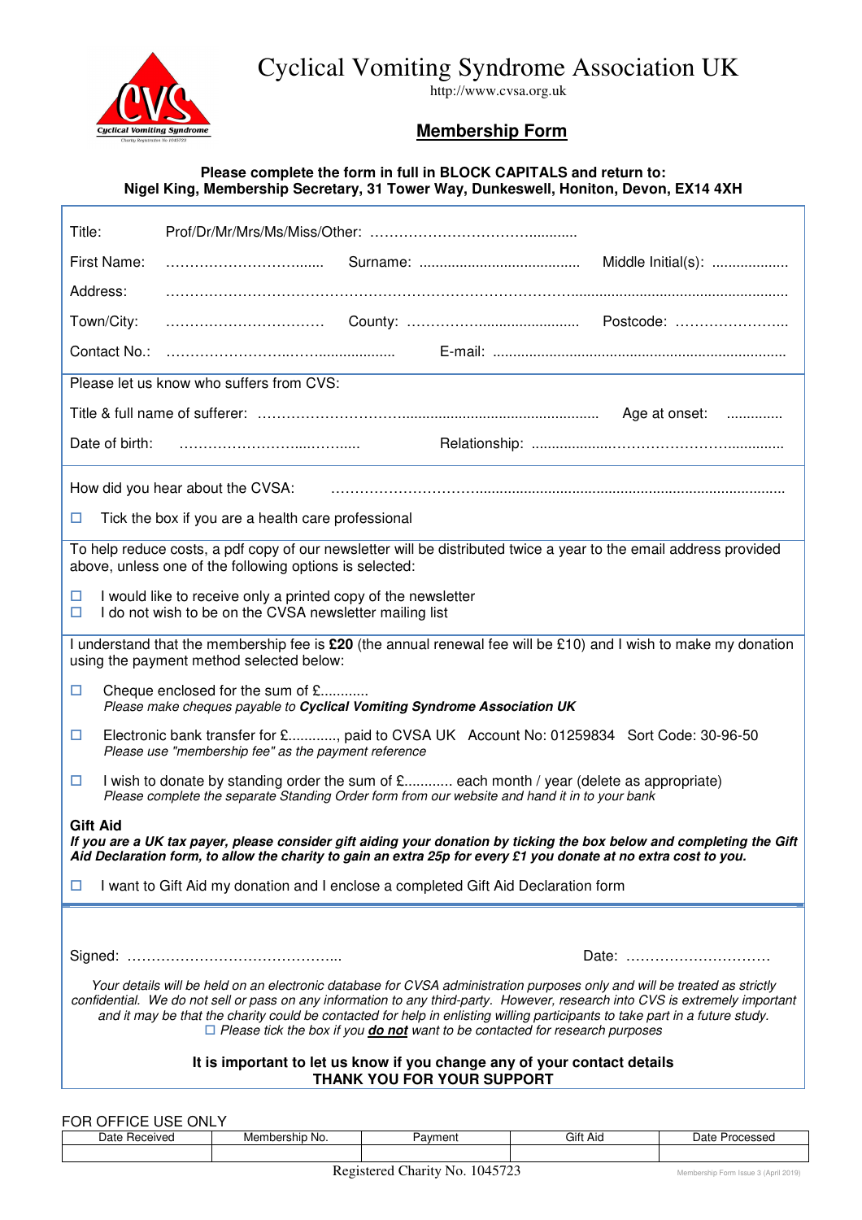# Cyclical Vomiting Syndrome Association UK

http://www.cvsa.org.uk

## Membership Form

**Please complete the form in full in BLOCK CAPITALS and return to:**
**Nigel King, Membership Secretary, 31 Tower Way, Dunkeswell, Honiton, Devon, EX14 4XH**

Title: Prof/Dr/Mr/Mrs/Ms/Miss/Other: ……………………………………...........

First Name: …………………………....... Surname: ........................................ Middle Initial(s): ...................

Address: ……………………………………………………………………………........................................................

Town/City: …………………………… County: ……………….......................... Postcode: ……………………...

Contact No.: ……………………..……................... E-mail: ........................................................................

Please let us know who suffers from CVS:

Title & full name of sufferer: ………………………….................................................. Age at onset: .............

Date of birth: …………………….....…...... Relationship: ...................……………………..............

How did you hear about the CVSA: ……………………………...........................................................................

☐ Tick the box if you are a health care professional

To help reduce costs, a pdf copy of our newsletter will be distributed twice a year to the email address provided above, unless one of the following options is selected:

☐ I would like to receive only a printed copy of the newsletter
☐ I do not wish to be on the CVSA newsletter mailing list

I understand that the membership fee is **£20** (the annual renewal fee will be £10) and I wish to make my donation using the payment method selected below:

☐ Cheque enclosed for the sum of £............
*Please make cheques payable to **Cyclical Vomiting Syndrome Association UK***

☐ Electronic bank transfer for £............, paid to CVSA UK Account No: 01259834 Sort Code: 30-96-50
*Please use "membership fee" as the payment reference*

☐ I wish to donate by standing order the sum of £............ each month / year (delete as appropriate)
*Please complete the separate Standing Order form from our website and hand it in to your bank*

**Gift Aid**
***If you are a UK tax payer, please consider gift aiding your donation by ticking the box below and completing the Gift Aid Declaration form, to allow the charity to gain an extra 25p for every £1 you donate at no extra cost to you.***

☐ I want to Gift Aid my donation and I enclose a completed Gift Aid Declaration form

Signed: ……………………………………... Date: …………………………

*Your details will be held on an electronic database for CVSA administration purposes only and will be treated as strictly confidential. We do not sell or pass on any information to any third-party. However, research into CVS is extremely important and it may be that the charity could be contacted for help in enlisting willing participants to take part in a future study.*
☐ *Please tick the box if you **do not** want to be contacted for research purposes*

**It is important to let us know if you change any of your contact details**
**THANK YOU FOR YOUR SUPPORT**

FOR OFFICE USE ONLY

| Date Received | Membership No. | Payment | Gift Aid | Date Processed |
|---|---|---|---|---|
| | | | | |

Registered Charity No. 1045723

Membership Form Issue 3 (April 2019)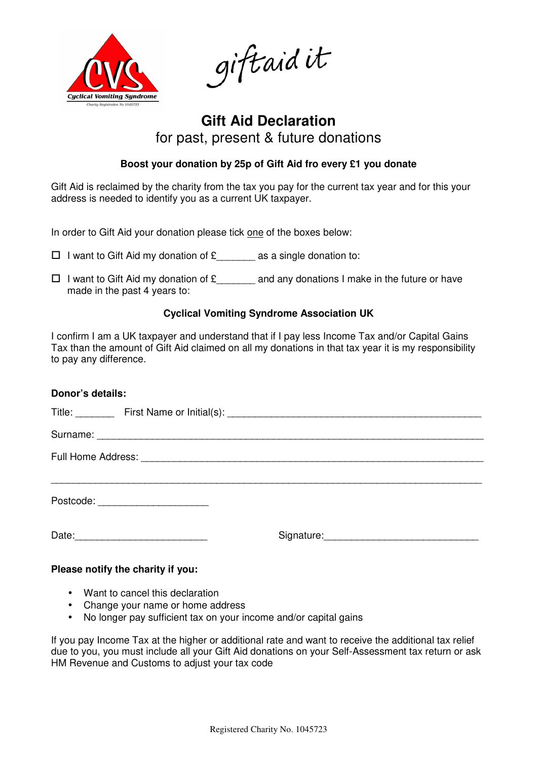giftaid it

# Gift Aid Declaration

for past, present & future donations

**Boost your donation by 25p of Gift Aid fro every £1 you donate**

Gift Aid is reclaimed by the charity from the tax you pay for the current tax year and for this your address is needed to identify you as a current UK taxpayer.

In order to Gift Aid your donation please tick one of the boxes below:

☐ I want to Gift Aid my donation of £_______ as a single donation to:

☐ I want to Gift Aid my donation of £_______ and any donations I make in the future or have made in the past 4 years to:

**Cyclical Vomiting Syndrome Association UK**

I confirm I am a UK taxpayer and understand that if I pay less Income Tax and/or Capital Gains Tax than the amount of Gift Aid claimed on all my donations in that tax year it is my responsibility to pay any difference.

**Donor's details:**

Title: _______ First Name or Initial(s): _______________________________________________

Surname: ________________________________________________________________________

Full Home Address: _________________________________________________________________

___________________________________________________________________________________

Postcode: ____________________

Date:________________________ Signature:____________________________

**Please notify the charity if you:**

- Want to cancel this declaration
- Change your name or home address
- No longer pay sufficient tax on your income and/or capital gains

If you pay Income Tax at the higher or additional rate and want to receive the additional tax relief due to you, you must include all your Gift Aid donations on your Self-Assessment tax return or ask HM Revenue and Customs to adjust your tax code

Registered Charity No. 1045723